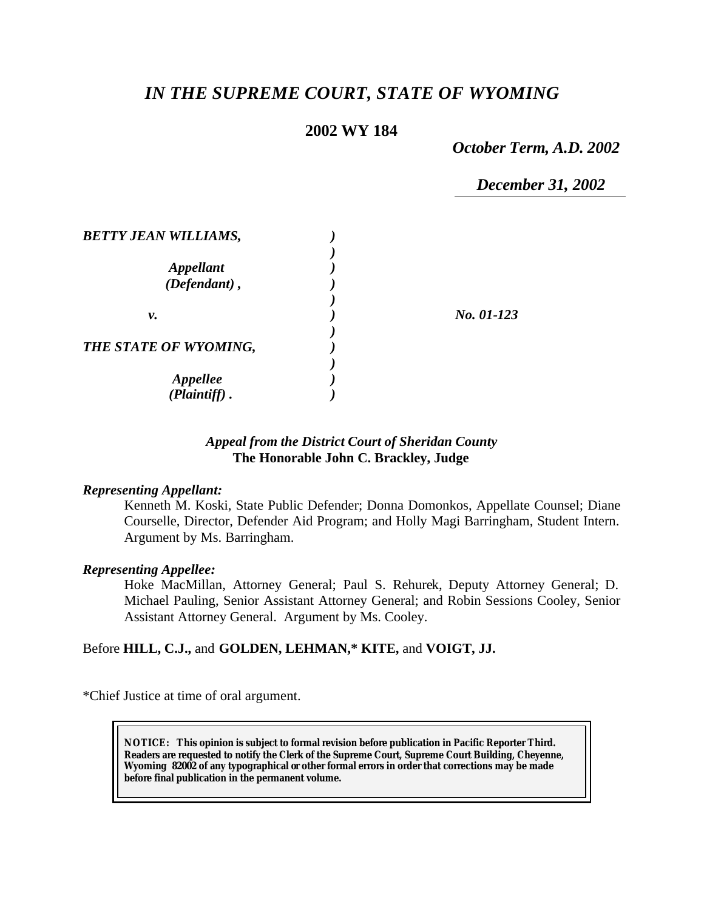# *IN THE SUPREME COURT, STATE OF WYOMING*

**2002 WY 184**

*October Term, A.D. 2002*

*December 31, 2002*

| | | |
|---|---|---|
| ***BETTY JEAN WILLIAMS,*** | ) | |
| | ) | |
| ***Appellant*** | ) | |
| ***(Defendant) ,*** | ) | |
| | ) | |
| ***v.*** | ) | ***No. 01-123*** |
| | ) | |
| ***THE STATE OF WYOMING,*** | ) | |
| | ) | |
| ***Appellee*** | ) | |
| ***(Plaintiff) .*** | ) | |

*Appeal from the District Court of Sheridan County*
**The Honorable John C. Brackley, Judge**

***Representing Appellant:***

Kenneth M. Koski, State Public Defender; Donna Domonkos, Appellate Counsel; Diane Courselle, Director, Defender Aid Program; and Holly Magi Barringham, Student Intern. Argument by Ms. Barringham.

***Representing Appellee:***

Hoke MacMillan, Attorney General; Paul S. Rehurek, Deputy Attorney General; D. Michael Pauling, Senior Assistant Attorney General; and Robin Sessions Cooley, Senior Assistant Attorney General. Argument by Ms. Cooley.

Before **HILL, C.J.,** and **GOLDEN, LEHMAN,\* KITE,** and **VOIGT, JJ.**

\*Chief Justice at time of oral argument.

**NOTICE: This opinion is subject to formal revision before publication in Pacific Reporter Third. Readers are requested to notify the Clerk of the Supreme Court, Supreme Court Building, Cheyenne, Wyoming 82002 of any typographical or other formal errors in order that corrections may be made before final publication in the permanent volume.**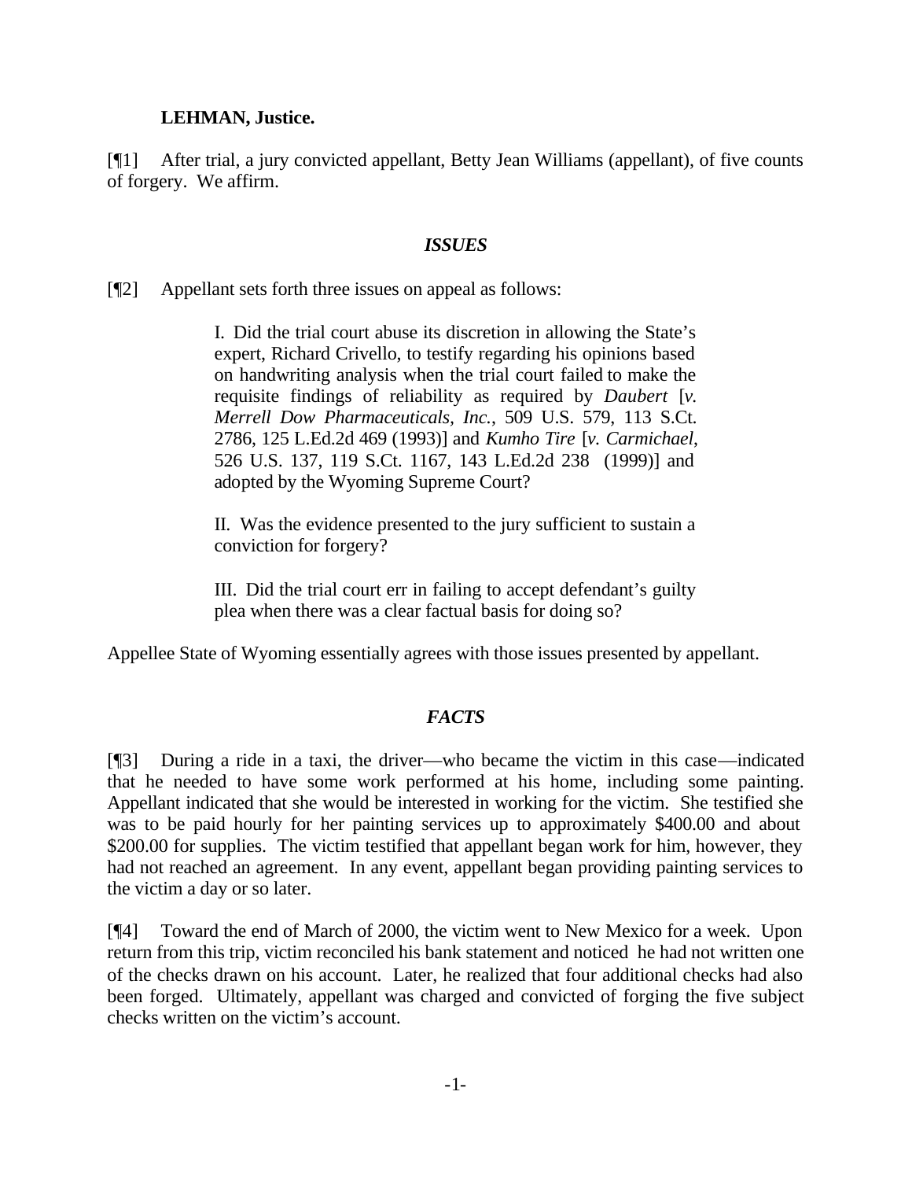**LEHMAN, Justice.**

[¶1] After trial, a jury convicted appellant, Betty Jean Williams (appellant), of five counts of forgery. We affirm.

### *ISSUES*

[¶2] Appellant sets forth three issues on appeal as follows:

> I. Did the trial court abuse its discretion in allowing the State's expert, Richard Crivello, to testify regarding his opinions based on handwriting analysis when the trial court failed to make the requisite findings of reliability as required by *Daubert* [*v. Merrell Dow Pharmaceuticals, Inc.*, 509 U.S. 579, 113 S.Ct. 2786, 125 L.Ed.2d 469 (1993)] and *Kumho Tire* [*v. Carmichael*, 526 U.S. 137, 119 S.Ct. 1167, 143 L.Ed.2d 238 (1999)] and adopted by the Wyoming Supreme Court?
>
> II. Was the evidence presented to the jury sufficient to sustain a conviction for forgery?
>
> III. Did the trial court err in failing to accept defendant's guilty plea when there was a clear factual basis for doing so?

Appellee State of Wyoming essentially agrees with those issues presented by appellant.

### *FACTS*

[¶3] During a ride in a taxi, the driver—who became the victim in this case—indicated that he needed to have some work performed at his home, including some painting. Appellant indicated that she would be interested in working for the victim. She testified she was to be paid hourly for her painting services up to approximately $400.00 and about $200.00 for supplies. The victim testified that appellant began work for him, however, they had not reached an agreement. In any event, appellant began providing painting services to the victim a day or so later.

[¶4] Toward the end of March of 2000, the victim went to New Mexico for a week. Upon return from this trip, victim reconciled his bank statement and noticed he had not written one of the checks drawn on his account. Later, he realized that four additional checks had also been forged. Ultimately, appellant was charged and convicted of forging the five subject checks written on the victim's account.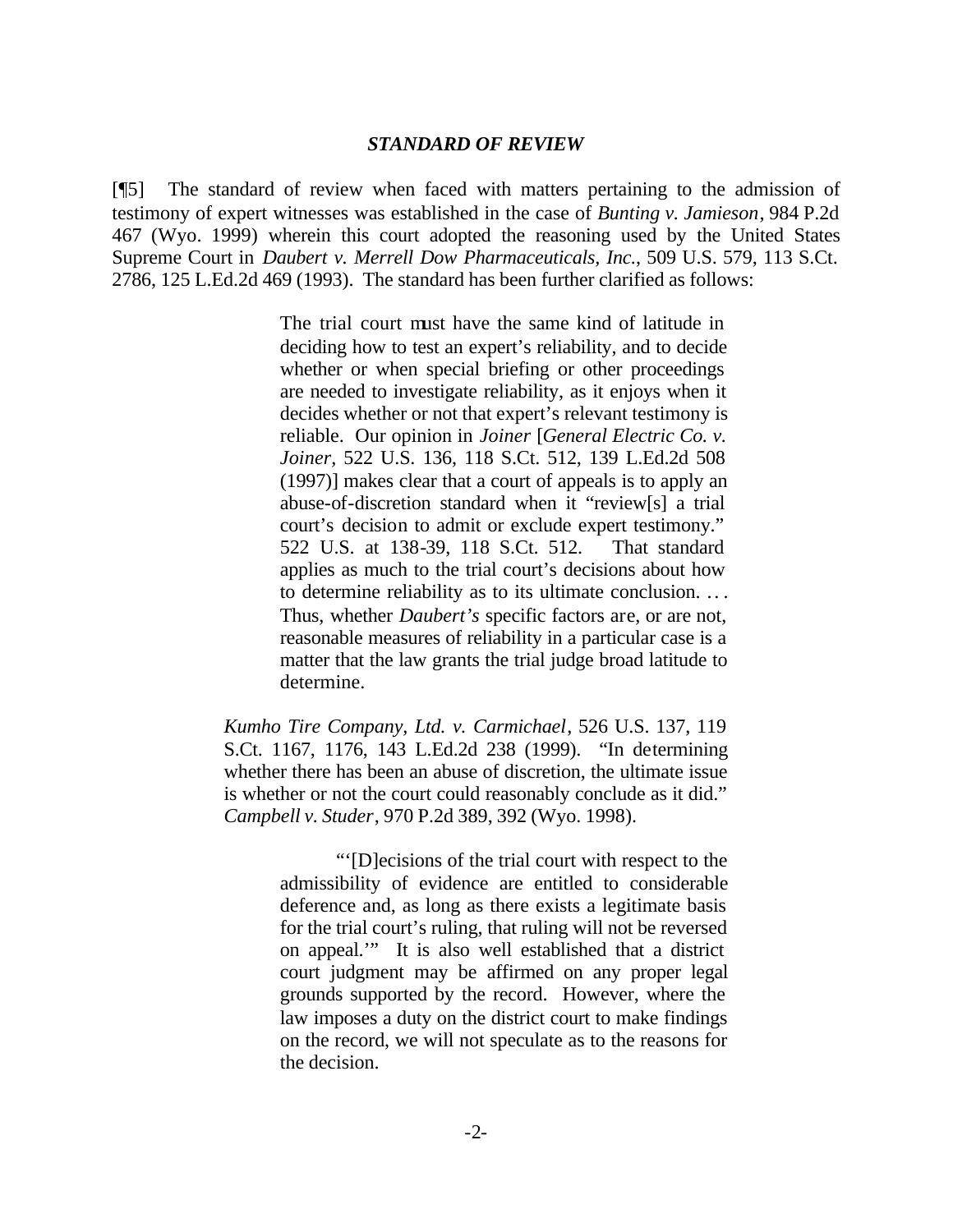### *STANDARD OF REVIEW*

[¶5] The standard of review when faced with matters pertaining to the admission of testimony of expert witnesses was established in the case of *Bunting v. Jamieson*, 984 P.2d 467 (Wyo. 1999) wherein this court adopted the reasoning used by the United States Supreme Court in *Daubert v. Merrell Dow Pharmaceuticals, Inc.*, 509 U.S. 579, 113 S.Ct. 2786, 125 L.Ed.2d 469 (1993). The standard has been further clarified as follows:

> The trial court must have the same kind of latitude in deciding how to test an expert's reliability, and to decide whether or when special briefing or other proceedings are needed to investigate reliability, as it enjoys when it decides whether or not that expert's relevant testimony is reliable. Our opinion in *Joiner* [*General Electric Co. v. Joiner*, 522 U.S. 136, 118 S.Ct. 512, 139 L.Ed.2d 508 (1997)] makes clear that a court of appeals is to apply an abuse-of-discretion standard when it "review[s] a trial court's decision to admit or exclude expert testimony." 522 U.S. at 138-39, 118 S.Ct. 512. That standard applies as much to the trial court's decisions about how to determine reliability as to its ultimate conclusion. . . . Thus, whether *Daubert's* specific factors are, or are not, reasonable measures of reliability in a particular case is a matter that the law grants the trial judge broad latitude to determine.

*Kumho Tire Company, Ltd. v. Carmichael*, 526 U.S. 137, 119 S.Ct. 1167, 1176, 143 L.Ed.2d 238 (1999). "In determining whether there has been an abuse of discretion, the ultimate issue is whether or not the court could reasonably conclude as it did." *Campbell v. Studer*, 970 P.2d 389, 392 (Wyo. 1998).

> "'[D]ecisions of the trial court with respect to the admissibility of evidence are entitled to considerable deference and, as long as there exists a legitimate basis for the trial court's ruling, that ruling will not be reversed on appeal.'" It is also well established that a district court judgment may be affirmed on any proper legal grounds supported by the record. However, where the law imposes a duty on the district court to make findings on the record, we will not speculate as to the reasons for the decision.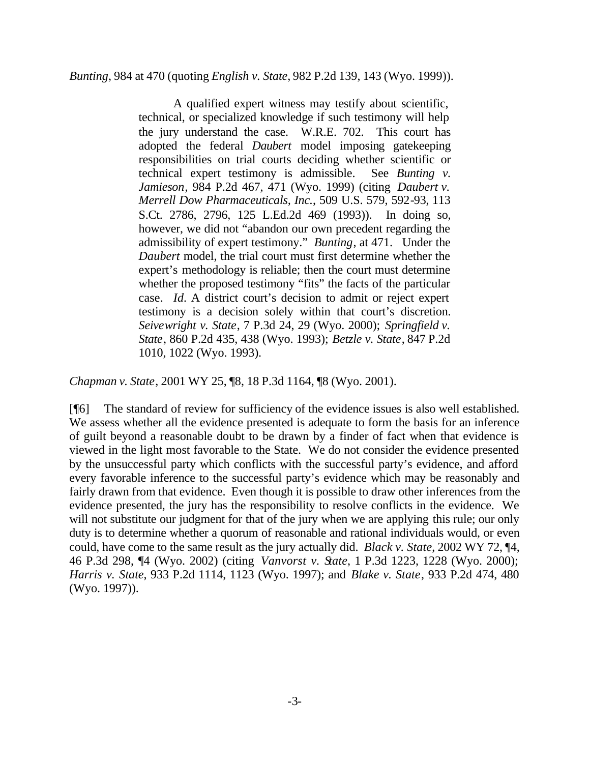*Bunting*, 984 at 470 (quoting *English v. State*, 982 P.2d 139, 143 (Wyo. 1999)).

> A qualified expert witness may testify about scientific, technical, or specialized knowledge if such testimony will help the jury understand the case. W.R.E. 702. This court has adopted the federal *Daubert* model imposing gatekeeping responsibilities on trial courts deciding whether scientific or technical expert testimony is admissible. See *Bunting v. Jamieson*, 984 P.2d 467, 471 (Wyo. 1999) (citing *Daubert v. Merrell Dow Pharmaceuticals, Inc.*, 509 U.S. 579, 592-93, 113 S.Ct. 2786, 2796, 125 L.Ed.2d 469 (1993)). In doing so, however, we did not "abandon our own precedent regarding the admissibility of expert testimony." *Bunting*, at 471. Under the *Daubert* model, the trial court must first determine whether the expert's methodology is reliable; then the court must determine whether the proposed testimony "fits" the facts of the particular case. *Id*. A district court's decision to admit or reject expert testimony is a decision solely within that court's discretion. *Seivewright v. State*, 7 P.3d 24, 29 (Wyo. 2000); *Springfield v. State*, 860 P.2d 435, 438 (Wyo. 1993); *Betzle v. State*, 847 P.2d 1010, 1022 (Wyo. 1993).

*Chapman v. State*, 2001 WY 25, ¶8, 18 P.3d 1164, ¶8 (Wyo. 2001).

[¶6] The standard of review for sufficiency of the evidence issues is also well established. We assess whether all the evidence presented is adequate to form the basis for an inference of guilt beyond a reasonable doubt to be drawn by a finder of fact when that evidence is viewed in the light most favorable to the State. We do not consider the evidence presented by the unsuccessful party which conflicts with the successful party's evidence, and afford every favorable inference to the successful party's evidence which may be reasonably and fairly drawn from that evidence. Even though it is possible to draw other inferences from the evidence presented, the jury has the responsibility to resolve conflicts in the evidence. We will not substitute our judgment for that of the jury when we are applying this rule; our only duty is to determine whether a quorum of reasonable and rational individuals would, or even could, have come to the same result as the jury actually did. *Black v. State*, 2002 WY 72, ¶4, 46 P.3d 298, ¶4 (Wyo. 2002) (citing *Vanvorst v. State*, 1 P.3d 1223, 1228 (Wyo. 2000); *Harris v. State*, 933 P.2d 1114, 1123 (Wyo. 1997); and *Blake v. State*, 933 P.2d 474, 480 (Wyo. 1997)).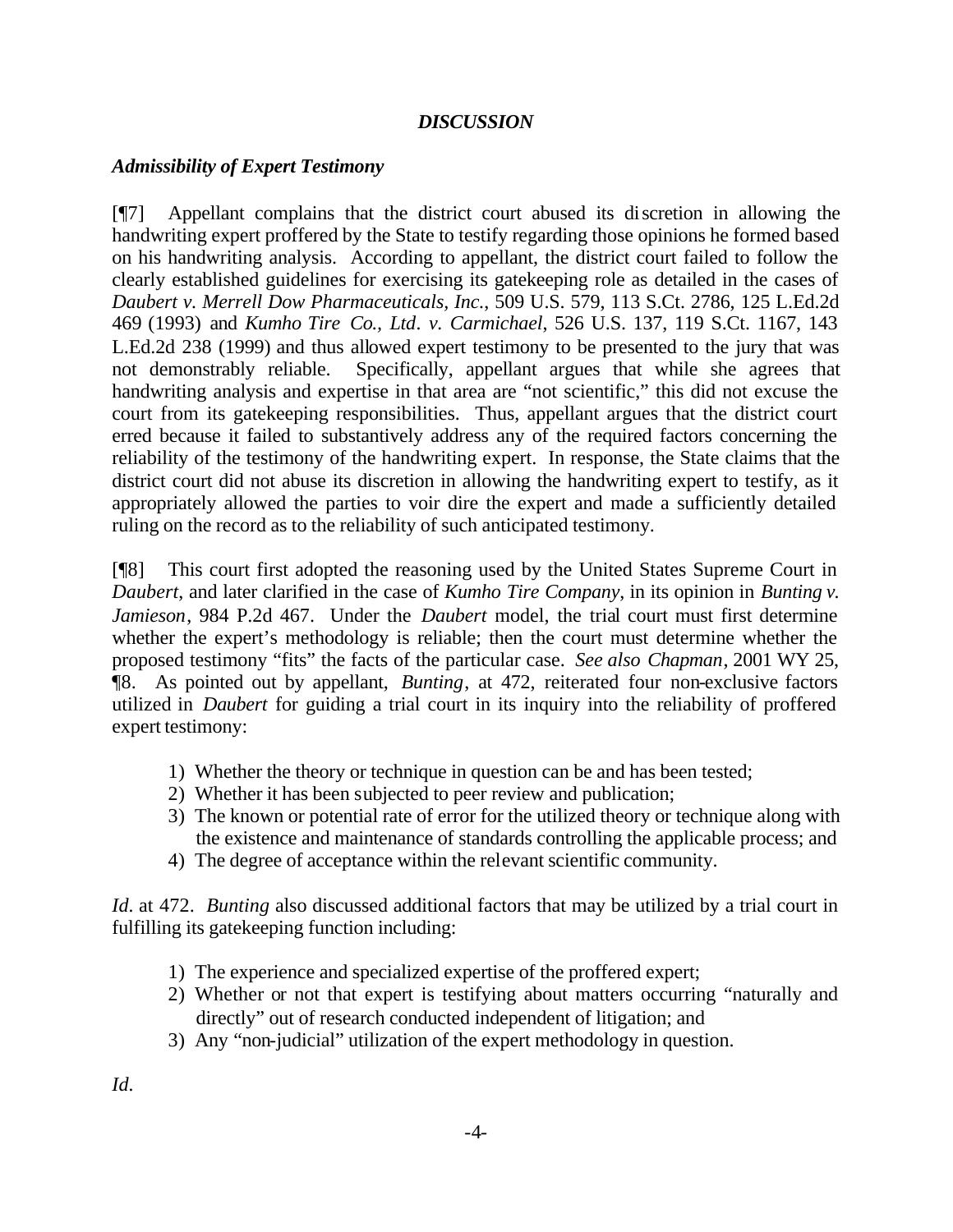## *DISCUSSION*

### *Admissibility of Expert Testimony*

[¶7] Appellant complains that the district court abused its discretion in allowing the handwriting expert proffered by the State to testify regarding those opinions he formed based on his handwriting analysis. According to appellant, the district court failed to follow the clearly established guidelines for exercising its gatekeeping role as detailed in the cases of *Daubert v. Merrell Dow Pharmaceuticals, Inc.*, 509 U.S. 579, 113 S.Ct. 2786, 125 L.Ed.2d 469 (1993) and *Kumho Tire Co., Ltd. v. Carmichael*, 526 U.S. 137, 119 S.Ct. 1167, 143 L.Ed.2d 238 (1999) and thus allowed expert testimony to be presented to the jury that was not demonstrably reliable. Specifically, appellant argues that while she agrees that handwriting analysis and expertise in that area are "not scientific," this did not excuse the court from its gatekeeping responsibilities. Thus, appellant argues that the district court erred because it failed to substantively address any of the required factors concerning the reliability of the testimony of the handwriting expert. In response, the State claims that the district court did not abuse its discretion in allowing the handwriting expert to testify, as it appropriately allowed the parties to voir dire the expert and made a sufficiently detailed ruling on the record as to the reliability of such anticipated testimony.

[¶8] This court first adopted the reasoning used by the United States Supreme Court in *Daubert*, and later clarified in the case of *Kumho Tire Company*, in its opinion in *Bunting v. Jamieson*, 984 P.2d 467. Under the *Daubert* model, the trial court must first determine whether the expert's methodology is reliable; then the court must determine whether the proposed testimony "fits" the facts of the particular case. *See also Chapman*, 2001 WY 25, ¶8. As pointed out by appellant, *Bunting*, at 472, reiterated four non-exclusive factors utilized in *Daubert* for guiding a trial court in its inquiry into the reliability of proffered expert testimony:

1) Whether the theory or technique in question can be and has been tested;
2) Whether it has been subjected to peer review and publication;
3) The known or potential rate of error for the utilized theory or technique along with the existence and maintenance of standards controlling the applicable process; and
4) The degree of acceptance within the relevant scientific community.

*Id.* at 472. *Bunting* also discussed additional factors that may be utilized by a trial court in fulfilling its gatekeeping function including:

1) The experience and specialized expertise of the proffered expert;
2) Whether or not that expert is testifying about matters occurring "naturally and directly" out of research conducted independent of litigation; and
3) Any "non-judicial" utilization of the expert methodology in question.

*Id.*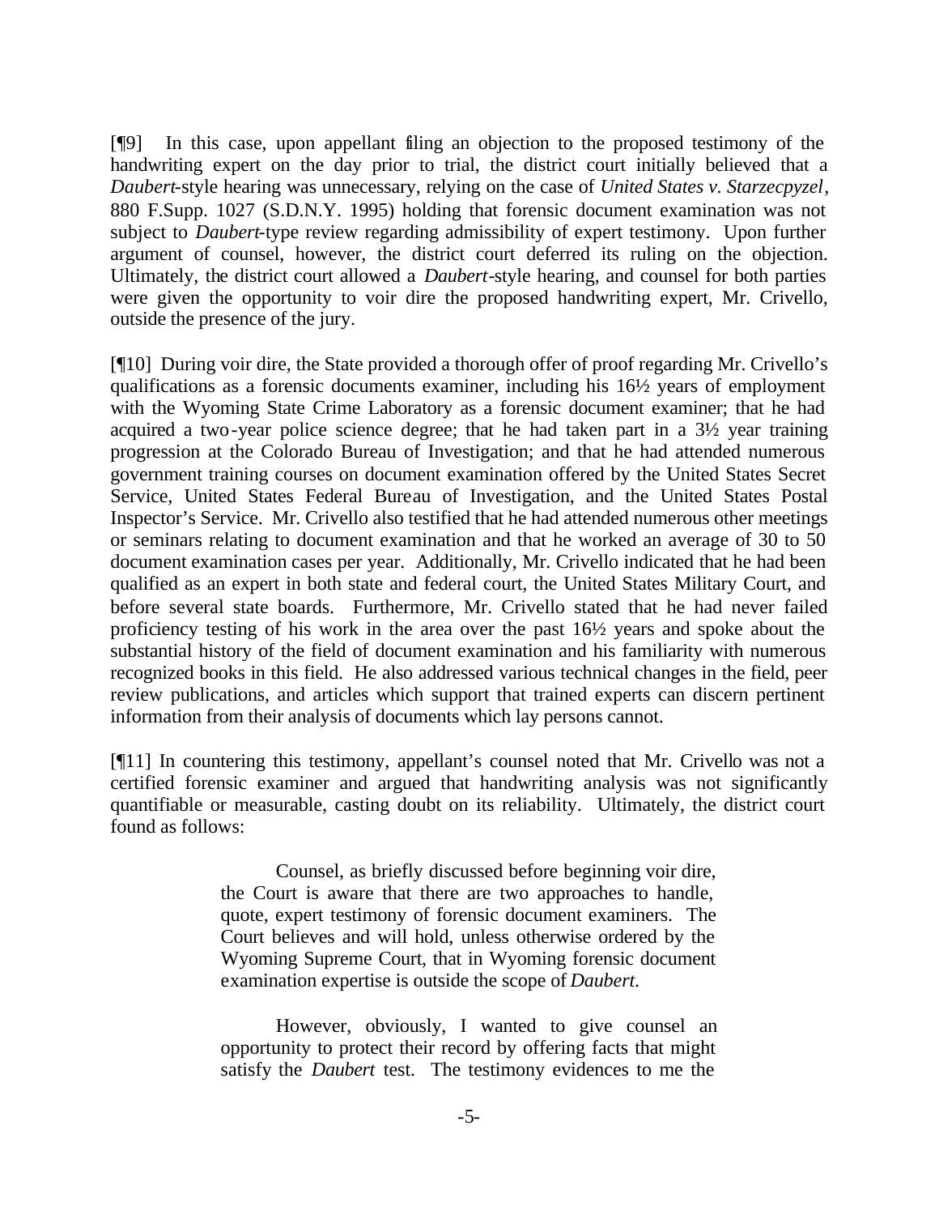[¶9] In this case, upon appellant filing an objection to the proposed testimony of the handwriting expert on the day prior to trial, the district court initially believed that a *Daubert*-style hearing was unnecessary, relying on the case of *United States v. Starzecpyzel*, 880 F.Supp. 1027 (S.D.N.Y. 1995) holding that forensic document examination was not subject to *Daubert*-type review regarding admissibility of expert testimony. Upon further argument of counsel, however, the district court deferred its ruling on the objection. Ultimately, the district court allowed a *Daubert*-style hearing, and counsel for both parties were given the opportunity to voir dire the proposed handwriting expert, Mr. Crivello, outside the presence of the jury.

[¶10] During voir dire, the State provided a thorough offer of proof regarding Mr. Crivello's qualifications as a forensic documents examiner, including his 16½ years of employment with the Wyoming State Crime Laboratory as a forensic document examiner; that he had acquired a two-year police science degree; that he had taken part in a 3½ year training progression at the Colorado Bureau of Investigation; and that he had attended numerous government training courses on document examination offered by the United States Secret Service, United States Federal Bureau of Investigation, and the United States Postal Inspector's Service. Mr. Crivello also testified that he had attended numerous other meetings or seminars relating to document examination and that he worked an average of 30 to 50 document examination cases per year. Additionally, Mr. Crivello indicated that he had been qualified as an expert in both state and federal court, the United States Military Court, and before several state boards. Furthermore, Mr. Crivello stated that he had never failed proficiency testing of his work in the area over the past 16½ years and spoke about the substantial history of the field of document examination and his familiarity with numerous recognized books in this field. He also addressed various technical changes in the field, peer review publications, and articles which support that trained experts can discern pertinent information from their analysis of documents which lay persons cannot.

[¶11] In countering this testimony, appellant's counsel noted that Mr. Crivello was not a certified forensic examiner and argued that handwriting analysis was not significantly quantifiable or measurable, casting doubt on its reliability. Ultimately, the district court found as follows:

> Counsel, as briefly discussed before beginning voir dire, the Court is aware that there are two approaches to handle, quote, expert testimony of forensic document examiners. The Court believes and will hold, unless otherwise ordered by the Wyoming Supreme Court, that in Wyoming forensic document examination expertise is outside the scope of *Daubert*.
>
> However, obviously, I wanted to give counsel an opportunity to protect their record by offering facts that might satisfy the *Daubert* test. The testimony evidences to me the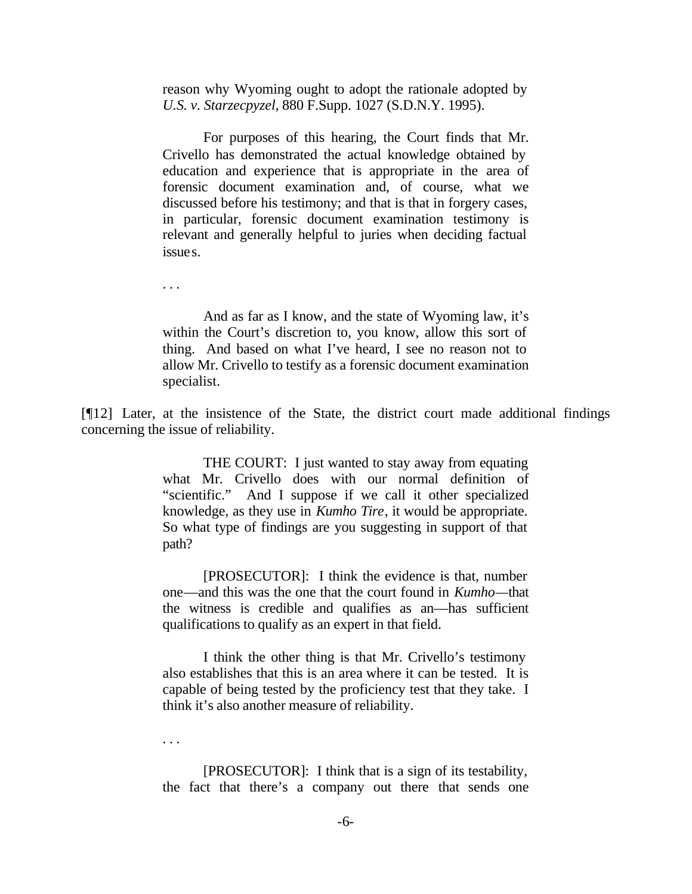> reason why Wyoming ought to adopt the rationale adopted by *U.S. v. Starzecpyzel*, 880 F.Supp. 1027 (S.D.N.Y. 1995).
>
> For purposes of this hearing, the Court finds that Mr. Crivello has demonstrated the actual knowledge obtained by education and experience that is appropriate in the area of forensic document examination and, of course, what we discussed before his testimony; and that is that in forgery cases, in particular, forensic document examination testimony is relevant and generally helpful to juries when deciding factual issues.
>
> . . .
>
> And as far as I know, and the state of Wyoming law, it's within the Court's discretion to, you know, allow this sort of thing. And based on what I've heard, I see no reason not to allow Mr. Crivello to testify as a forensic document examination specialist.

[¶12] Later, at the insistence of the State, the district court made additional findings concerning the issue of reliability.

> THE COURT: I just wanted to stay away from equating what Mr. Crivello does with our normal definition of "scientific." And I suppose if we call it other specialized knowledge, as they use in *Kumho Tire*, it would be appropriate. So what type of findings are you suggesting in support of that path?
>
> [PROSECUTOR]: I think the evidence is that, number one—and this was the one that the court found in *Kumho*—that the witness is credible and qualifies as an—has sufficient qualifications to qualify as an expert in that field.
>
> I think the other thing is that Mr. Crivello's testimony also establishes that this is an area where it can be tested. It is capable of being tested by the proficiency test that they take. I think it's also another measure of reliability.
>
> . . .
>
> [PROSECUTOR]: I think that is a sign of its testability, the fact that there's a company out there that sends one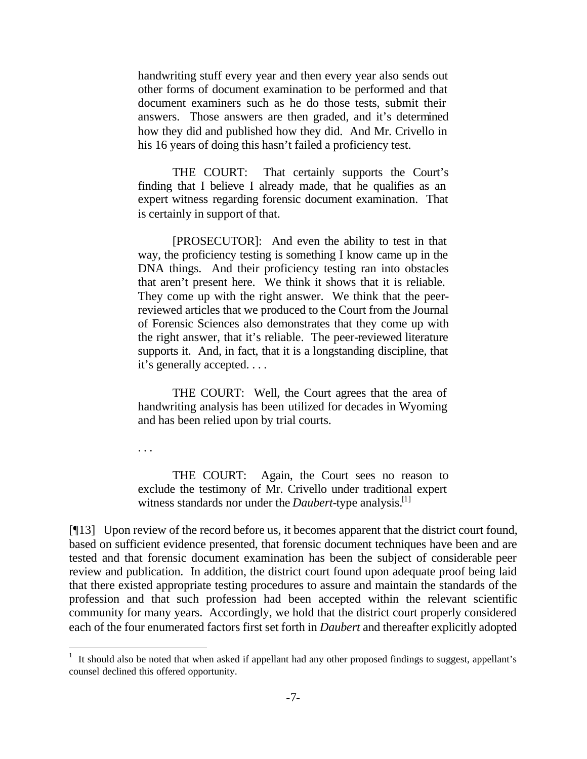> handwriting stuff every year and then every year also sends out other forms of document examination to be performed and that document examiners such as he do those tests, submit their answers. Those answers are then graded, and it's determined how they did and published how they did. And Mr. Crivello in his 16 years of doing this hasn't failed a proficiency test.
>
> THE COURT: That certainly supports the Court's finding that I believe I already made, that he qualifies as an expert witness regarding forensic document examination. That is certainly in support of that.
>
> [PROSECUTOR]: And even the ability to test in that way, the proficiency testing is something I know came up in the DNA things. And their proficiency testing ran into obstacles that aren't present here. We think it shows that it is reliable. They come up with the right answer. We think that the peer-reviewed articles that we produced to the Court from the Journal of Forensic Sciences also demonstrates that they come up with the right answer, that it's reliable. The peer-reviewed literature supports it. And, in fact, that it is a longstanding discipline, that it's generally accepted. . . .
>
> THE COURT: Well, the Court agrees that the area of handwriting analysis has been utilized for decades in Wyoming and has been relied upon by trial courts.
>
> . . .
>
> THE COURT: Again, the Court sees no reason to exclude the testimony of Mr. Crivello under traditional expert witness standards nor under the *Daubert*-type analysis.[1]

[¶13] Upon review of the record before us, it becomes apparent that the district court found, based on sufficient evidence presented, that forensic document techniques have been and are tested and that forensic document examination has been the subject of considerable peer review and publication. In addition, the district court found upon adequate proof being laid that there existed appropriate testing procedures to assure and maintain the standards of the profession and that such profession had been accepted within the relevant scientific community for many years. Accordingly, we hold that the district court properly considered each of the four enumerated factors first set forth in *Daubert* and thereafter explicitly adopted

---

[1] It should also be noted that when asked if appellant had any other proposed findings to suggest, appellant's counsel declined this offered opportunity.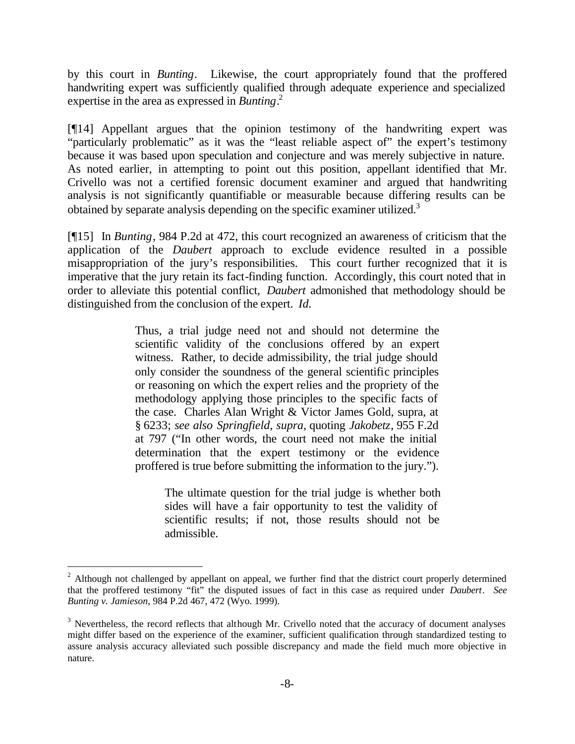by this court in *Bunting*. Likewise, the court appropriately found that the proffered handwriting expert was sufficiently qualified through adequate experience and specialized expertise in the area as expressed in *Bunting*.[2]

[¶14] Appellant argues that the opinion testimony of the handwriting expert was "particularly problematic" as it was the "least reliable aspect of" the expert's testimony because it was based upon speculation and conjecture and was merely subjective in nature. As noted earlier, in attempting to point out this position, appellant identified that Mr. Crivello was not a certified forensic document examiner and argued that handwriting analysis is not significantly quantifiable or measurable because differing results can be obtained by separate analysis depending on the specific examiner utilized.[3]

[¶15] In *Bunting*, 984 P.2d at 472, this court recognized an awareness of criticism that the application of the *Daubert* approach to exclude evidence resulted in a possible misappropriation of the jury's responsibilities. This court further recognized that it is imperative that the jury retain its fact-finding function. Accordingly, this court noted that in order to alleviate this potential conflict, *Daubert* admonished that methodology should be distinguished from the conclusion of the expert. *Id.*

> Thus, a trial judge need not and should not determine the scientific validity of the conclusions offered by an expert witness. Rather, to decide admissibility, the trial judge should only consider the soundness of the general scientific principles or reasoning on which the expert relies and the propriety of the methodology applying those principles to the specific facts of the case. Charles Alan Wright & Victor James Gold, supra, at § 6233; *see also Springfield*, *supra*, quoting *Jakobetz*, 955 F.2d at 797 ("In other words, the court need not make the initial determination that the expert testimony or the evidence proffered is true before submitting the information to the jury.").
>
> > The ultimate question for the trial judge is whether both sides will have a fair opportunity to test the validity of scientific results; if not, those results should not be admissible.

---

[2] Although not challenged by appellant on appeal, we further find that the district court properly determined that the proffered testimony "fit" the disputed issues of fact in this case as required under *Daubert*. *See Bunting v. Jamieson*, 984 P.2d 467, 472 (Wyo. 1999).

[3] Nevertheless, the record reflects that although Mr. Crivello noted that the accuracy of document analyses might differ based on the experience of the examiner, sufficient qualification through standardized testing to assure analysis accuracy alleviated such possible discrepancy and made the field much more objective in nature.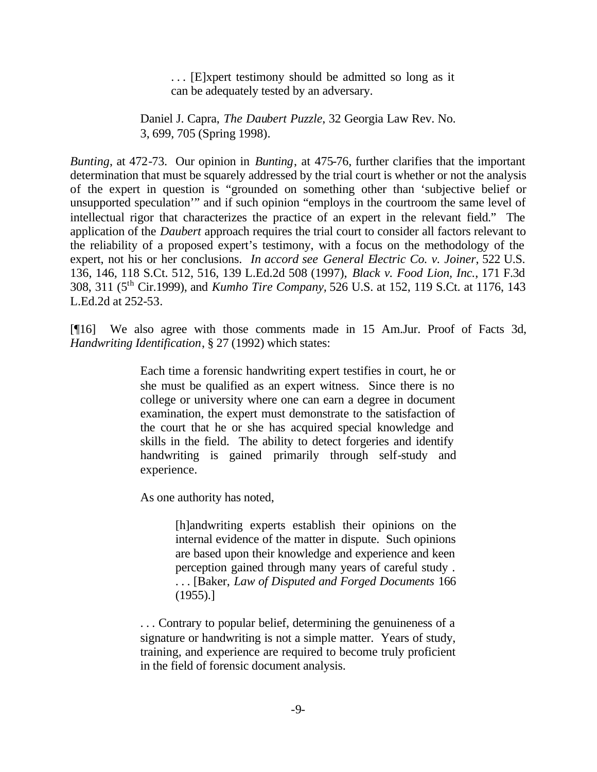> . . . [E]xpert testimony should be admitted so long as it can be adequately tested by an adversary.
>
> Daniel J. Capra, *The Daubert Puzzle*, 32 Georgia Law Rev. No. 3, 699, 705 (Spring 1998).

*Bunting*, at 472-73. Our opinion in *Bunting*, at 475-76, further clarifies that the important determination that must be squarely addressed by the trial court is whether or not the analysis of the expert in question is "grounded on something other than 'subjective belief or unsupported speculation'" and if such opinion "employs in the courtroom the same level of intellectual rigor that characterizes the practice of an expert in the relevant field." The application of the *Daubert* approach requires the trial court to consider all factors relevant to the reliability of a proposed expert's testimony, with a focus on the methodology of the expert, not his or her conclusions. *In accord see General Electric Co. v. Joiner*, 522 U.S. 136, 146, 118 S.Ct. 512, 516, 139 L.Ed.2d 508 (1997), *Black v. Food Lion, Inc.*, 171 F.3d 308, 311 (5th Cir.1999), and *Kumho Tire Company*, 526 U.S. at 152, 119 S.Ct. at 1176, 143 L.Ed.2d at 252-53.

[¶16] We also agree with those comments made in 15 Am.Jur. Proof of Facts 3d, *Handwriting Identification*, § 27 (1992) which states:

> Each time a forensic handwriting expert testifies in court, he or she must be qualified as an expert witness. Since there is no college or university where one can earn a degree in document examination, the expert must demonstrate to the satisfaction of the court that he or she has acquired special knowledge and skills in the field. The ability to detect forgeries and identify handwriting is gained primarily through self-study and experience.
>
> As one authority has noted,
>
>> [h]andwriting experts establish their opinions on the internal evidence of the matter in dispute. Such opinions are based upon their knowledge and experience and keen perception gained through many years of careful study . . . . [Baker, *Law of Disputed and Forged Documents* 166 (1955).]
>
> . . . Contrary to popular belief, determining the genuineness of a signature or handwriting is not a simple matter. Years of study, training, and experience are required to become truly proficient in the field of forensic document analysis.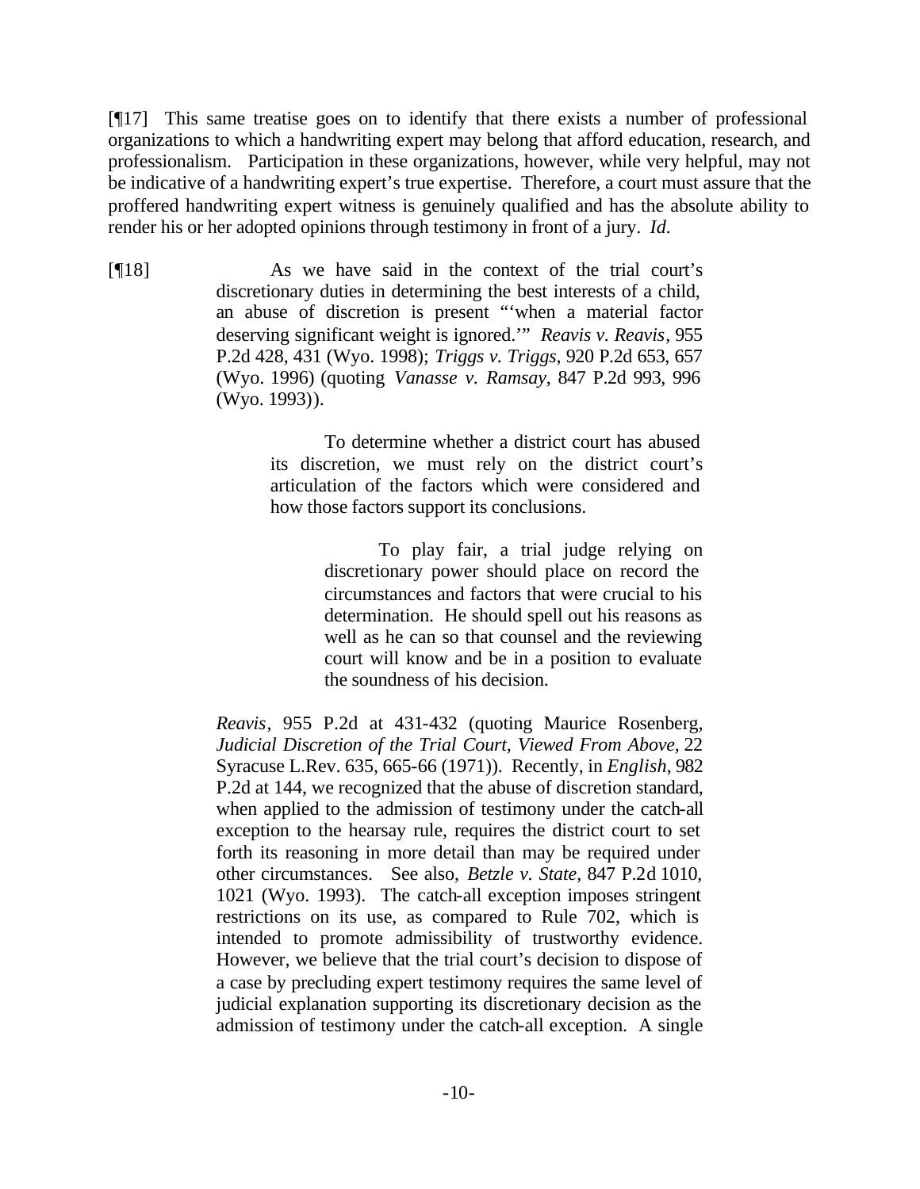[¶17] This same treatise goes on to identify that there exists a number of professional organizations to which a handwriting expert may belong that afford education, research, and professionalism. Participation in these organizations, however, while very helpful, may not be indicative of a handwriting expert's true expertise. Therefore, a court must assure that the proffered handwriting expert witness is genuinely qualified and has the absolute ability to render his or her adopted opinions through testimony in front of a jury. *Id*.

[¶18]

> As we have said in the context of the trial court's discretionary duties in determining the best interests of a child, an abuse of discretion is present "'when a material factor deserving significant weight is ignored.'" *Reavis v. Reavis*, 955 P.2d 428, 431 (Wyo. 1998); *Triggs v. Triggs*, 920 P.2d 653, 657 (Wyo. 1996) (quoting *Vanasse v. Ramsay*, 847 P.2d 993, 996 (Wyo. 1993)).
>
> > To determine whether a district court has abused its discretion, we must rely on the district court's articulation of the factors which were considered and how those factors support its conclusions.
> >
> > > To play fair, a trial judge relying on discretionary power should place on record the circumstances and factors that were crucial to his determination. He should spell out his reasons as well as he can so that counsel and the reviewing court will know and be in a position to evaluate the soundness of his decision.
>
> *Reavis*, 955 P.2d at 431-432 (quoting Maurice Rosenberg, *Judicial Discretion of the Trial Court, Viewed From Above*, 22 Syracuse L.Rev. 635, 665-66 (1971)). Recently, in *English*, 982 P.2d at 144, we recognized that the abuse of discretion standard, when applied to the admission of testimony under the catch-all exception to the hearsay rule, requires the district court to set forth its reasoning in more detail than may be required under other circumstances. See also, *Betzle v. State*, 847 P.2d 1010, 1021 (Wyo. 1993). The catch-all exception imposes stringent restrictions on its use, as compared to Rule 702, which is intended to promote admissibility of trustworthy evidence. However, we believe that the trial court's decision to dispose of a case by precluding expert testimony requires the same level of judicial explanation supporting its discretionary decision as the admission of testimony under the catch-all exception. A single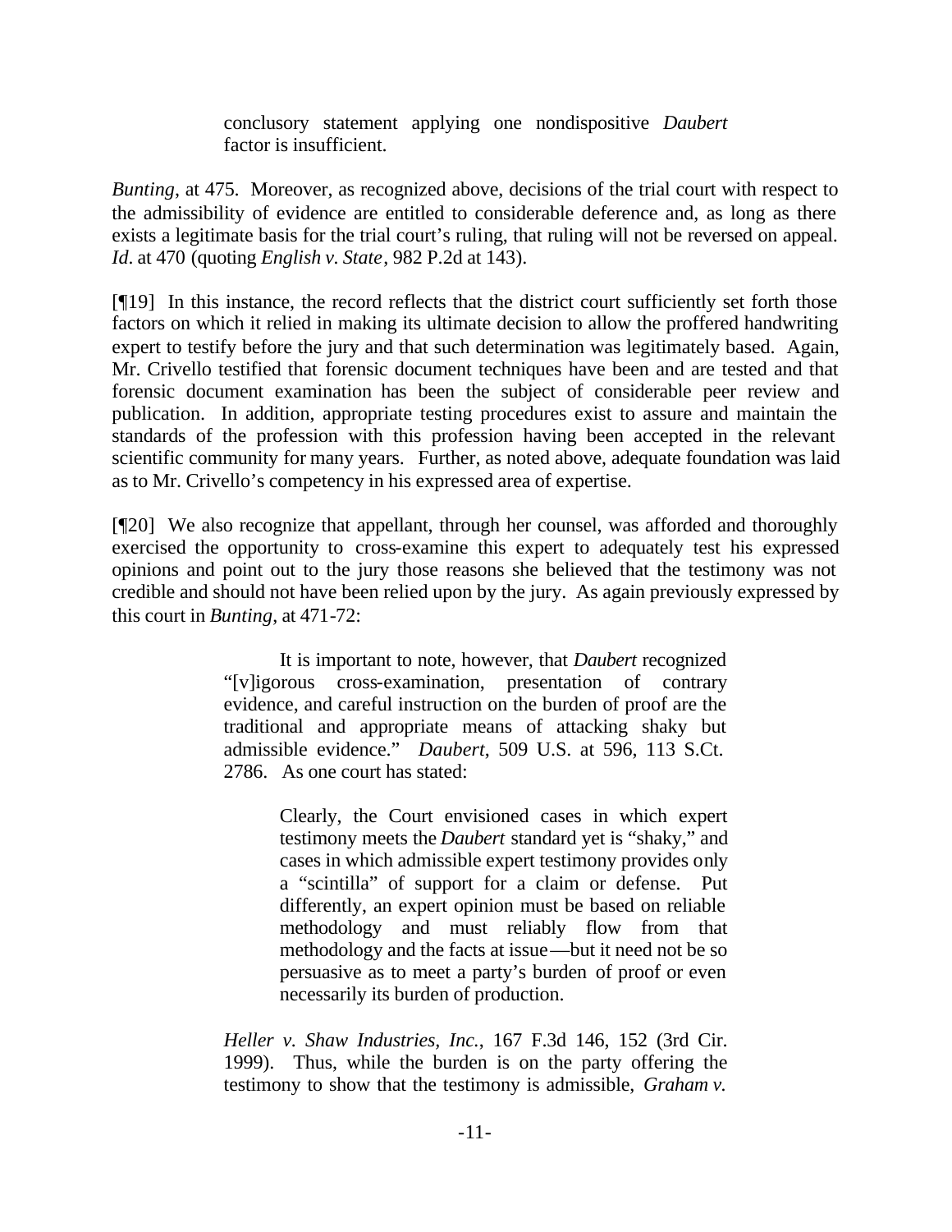> conclusory statement applying one nondispositive *Daubert* factor is insufficient.

*Bunting*, at 475. Moreover, as recognized above, decisions of the trial court with respect to the admissibility of evidence are entitled to considerable deference and, as long as there exists a legitimate basis for the trial court's ruling, that ruling will not be reversed on appeal. *Id*. at 470 (quoting *English v. State*, 982 P.2d at 143).

[¶19] In this instance, the record reflects that the district court sufficiently set forth those factors on which it relied in making its ultimate decision to allow the proffered handwriting expert to testify before the jury and that such determination was legitimately based. Again, Mr. Crivello testified that forensic document techniques have been and are tested and that forensic document examination has been the subject of considerable peer review and publication. In addition, appropriate testing procedures exist to assure and maintain the standards of the profession with this profession having been accepted in the relevant scientific community for many years. Further, as noted above, adequate foundation was laid as to Mr. Crivello's competency in his expressed area of expertise.

[¶20] We also recognize that appellant, through her counsel, was afforded and thoroughly exercised the opportunity to cross-examine this expert to adequately test his expressed opinions and point out to the jury those reasons she believed that the testimony was not credible and should not have been relied upon by the jury. As again previously expressed by this court in *Bunting*, at 471-72:

> It is important to note, however, that *Daubert* recognized "[v]igorous cross-examination, presentation of contrary evidence, and careful instruction on the burden of proof are the traditional and appropriate means of attacking shaky but admissible evidence." *Daubert*, 509 U.S. at 596, 113 S.Ct. 2786. As one court has stated:
>
> > Clearly, the Court envisioned cases in which expert testimony meets the *Daubert* standard yet is "shaky," and cases in which admissible expert testimony provides only a "scintilla" of support for a claim or defense. Put differently, an expert opinion must be based on reliable methodology and must reliably flow from that methodology and the facts at issue—but it need not be so persuasive as to meet a party's burden of proof or even necessarily its burden of production.
>
> *Heller v. Shaw Industries, Inc.*, 167 F.3d 146, 152 (3rd Cir. 1999). Thus, while the burden is on the party offering the testimony to show that the testimony is admissible, *Graham v.*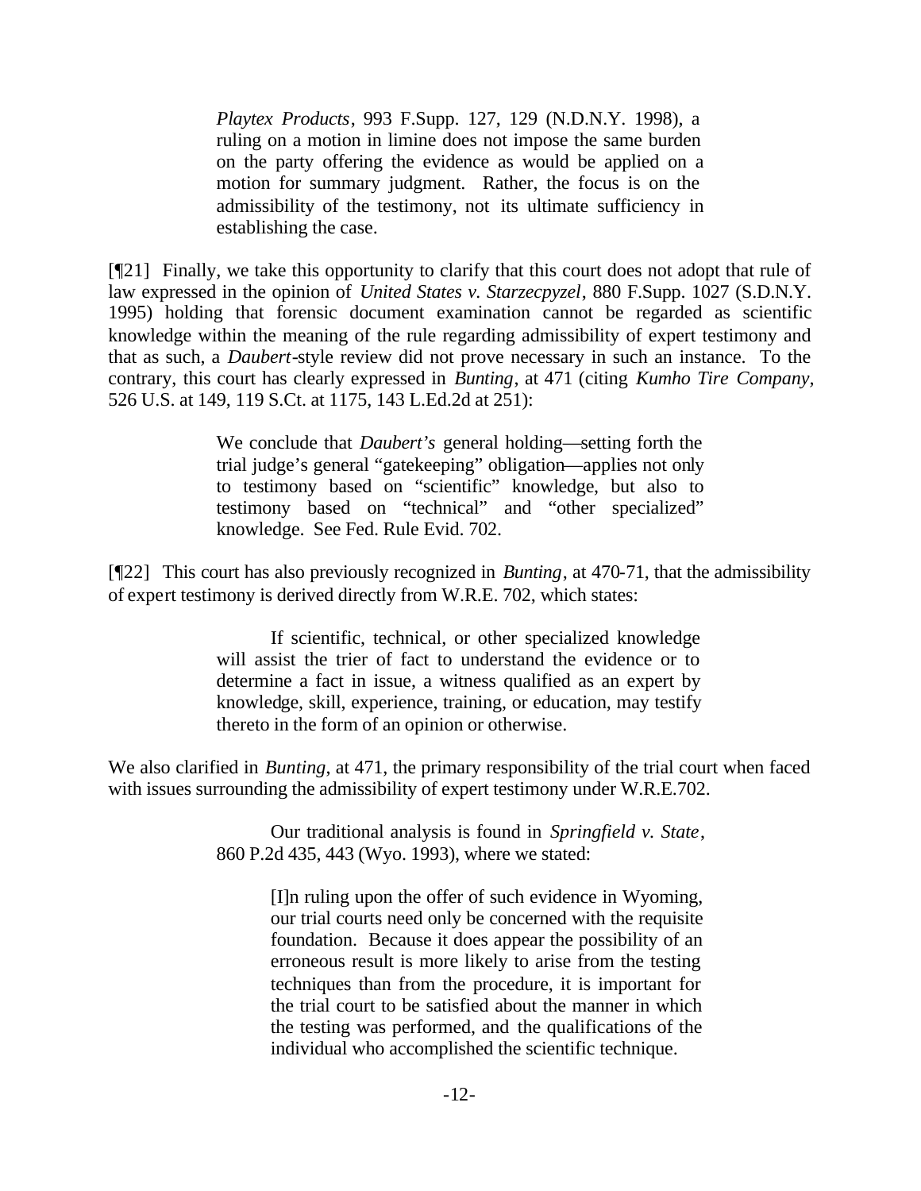> *Playtex Products*, 993 F.Supp. 127, 129 (N.D.N.Y. 1998), a ruling on a motion in limine does not impose the same burden on the party offering the evidence as would be applied on a motion for summary judgment. Rather, the focus is on the admissibility of the testimony, not its ultimate sufficiency in establishing the case.

[¶21] Finally, we take this opportunity to clarify that this court does not adopt that rule of law expressed in the opinion of *United States v. Starzecpyzel*, 880 F.Supp. 1027 (S.D.N.Y. 1995) holding that forensic document examination cannot be regarded as scientific knowledge within the meaning of the rule regarding admissibility of expert testimony and that as such, a *Daubert*-style review did not prove necessary in such an instance. To the contrary, this court has clearly expressed in *Bunting*, at 471 (citing *Kumho Tire Company*, 526 U.S. at 149, 119 S.Ct. at 1175, 143 L.Ed.2d at 251):

> We conclude that *Daubert's* general holding—setting forth the trial judge's general "gatekeeping" obligation—applies not only to testimony based on "scientific" knowledge, but also to testimony based on "technical" and "other specialized" knowledge. See Fed. Rule Evid. 702.

[¶22] This court has also previously recognized in *Bunting*, at 470-71, that the admissibility of expert testimony is derived directly from W.R.E. 702, which states:

> If scientific, technical, or other specialized knowledge will assist the trier of fact to understand the evidence or to determine a fact in issue, a witness qualified as an expert by knowledge, skill, experience, training, or education, may testify thereto in the form of an opinion or otherwise.

We also clarified in *Bunting*, at 471, the primary responsibility of the trial court when faced with issues surrounding the admissibility of expert testimony under W.R.E.702.

> Our traditional analysis is found in *Springfield v. State*, 860 P.2d 435, 443 (Wyo. 1993), where we stated:
>
> > [I]n ruling upon the offer of such evidence in Wyoming, our trial courts need only be concerned with the requisite foundation. Because it does appear the possibility of an erroneous result is more likely to arise from the testing techniques than from the procedure, it is important for the trial court to be satisfied about the manner in which the testing was performed, and the qualifications of the individual who accomplished the scientific technique.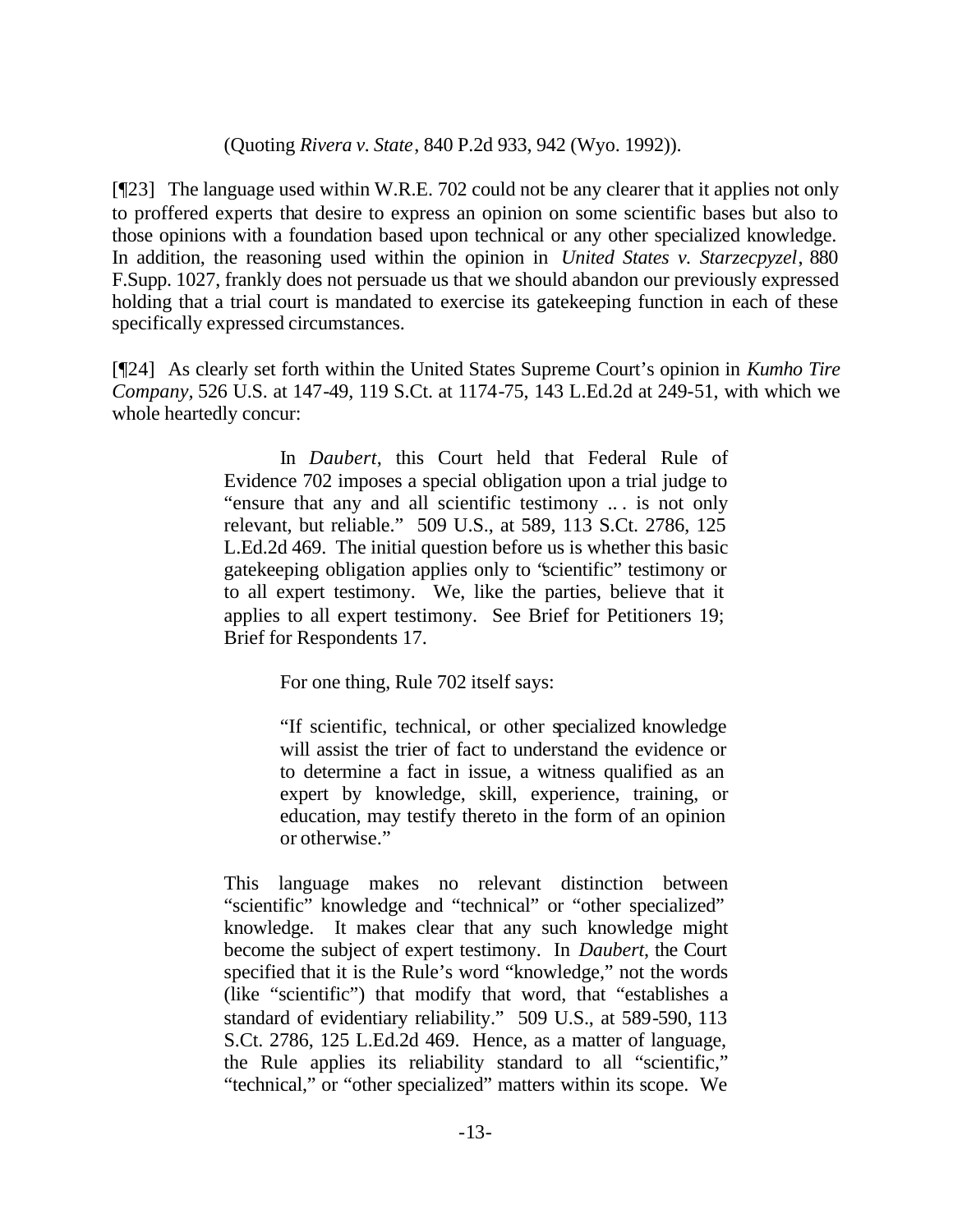(Quoting *Rivera v. State*, 840 P.2d 933, 942 (Wyo. 1992)).

[¶23] The language used within W.R.E. 702 could not be any clearer that it applies not only to proffered experts that desire to express an opinion on some scientific bases but also to those opinions with a foundation based upon technical or any other specialized knowledge. In addition, the reasoning used within the opinion in *United States v. Starzecpyzel*, 880 F.Supp. 1027, frankly does not persuade us that we should abandon our previously expressed holding that a trial court is mandated to exercise its gatekeeping function in each of these specifically expressed circumstances.

[¶24] As clearly set forth within the United States Supreme Court's opinion in *Kumho Tire Company*, 526 U.S. at 147-49, 119 S.Ct. at 1174-75, 143 L.Ed.2d at 249-51, with which we whole heartedly concur:

> In *Daubert*, this Court held that Federal Rule of Evidence 702 imposes a special obligation upon a trial judge to "ensure that any and all scientific testimony ... is not only relevant, but reliable." 509 U.S., at 589, 113 S.Ct. 2786, 125 L.Ed.2d 469. The initial question before us is whether this basic gatekeeping obligation applies only to "scientific" testimony or to all expert testimony. We, like the parties, believe that it applies to all expert testimony. See Brief for Petitioners 19; Brief for Respondents 17.
>
> For one thing, Rule 702 itself says:
>
> "If scientific, technical, or other specialized knowledge will assist the trier of fact to understand the evidence or to determine a fact in issue, a witness qualified as an expert by knowledge, skill, experience, training, or education, may testify thereto in the form of an opinion or otherwise."
>
> This language makes no relevant distinction between "scientific" knowledge and "technical" or "other specialized" knowledge. It makes clear that any such knowledge might become the subject of expert testimony. In *Daubert*, the Court specified that it is the Rule's word "knowledge," not the words (like "scientific") that modify that word, that "establishes a standard of evidentiary reliability." 509 U.S., at 589-590, 113 S.Ct. 2786, 125 L.Ed.2d 469. Hence, as a matter of language, the Rule applies its reliability standard to all "scientific," "technical," or "other specialized" matters within its scope. We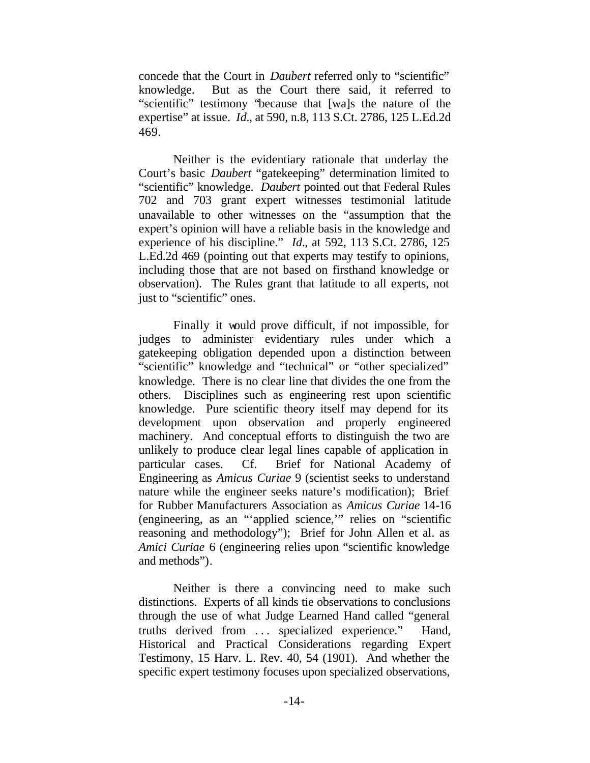concede that the Court in *Daubert* referred only to "scientific" knowledge. But as the Court there said, it referred to "scientific" testimony "because that [wa]s the nature of the expertise" at issue. *Id*., at 590, n.8, 113 S.Ct. 2786, 125 L.Ed.2d 469.

Neither is the evidentiary rationale that underlay the Court's basic *Daubert* "gatekeeping" determination limited to "scientific" knowledge. *Daubert* pointed out that Federal Rules 702 and 703 grant expert witnesses testimonial latitude unavailable to other witnesses on the "assumption that the expert's opinion will have a reliable basis in the knowledge and experience of his discipline." *Id*., at 592, 113 S.Ct. 2786, 125 L.Ed.2d 469 (pointing out that experts may testify to opinions, including those that are not based on firsthand knowledge or observation). The Rules grant that latitude to all experts, not just to "scientific" ones.

Finally it would prove difficult, if not impossible, for judges to administer evidentiary rules under which a gatekeeping obligation depended upon a distinction between "scientific" knowledge and "technical" or "other specialized" knowledge. There is no clear line that divides the one from the others. Disciplines such as engineering rest upon scientific knowledge. Pure scientific theory itself may depend for its development upon observation and properly engineered machinery. And conceptual efforts to distinguish the two are unlikely to produce clear legal lines capable of application in particular cases. Cf. Brief for National Academy of Engineering as *Amicus Curiae* 9 (scientist seeks to understand nature while the engineer seeks nature's modification); Brief for Rubber Manufacturers Association as *Amicus Curiae* 14-16 (engineering, as an "'applied science,'" relies on "scientific reasoning and methodology"); Brief for John Allen et al. as *Amici Curiae* 6 (engineering relies upon "scientific knowledge and methods").

Neither is there a convincing need to make such distinctions. Experts of all kinds tie observations to conclusions through the use of what Judge Learned Hand called "general truths derived from . . . specialized experience." Hand, Historical and Practical Considerations regarding Expert Testimony, 15 Harv. L. Rev. 40, 54 (1901). And whether the specific expert testimony focuses upon specialized observations,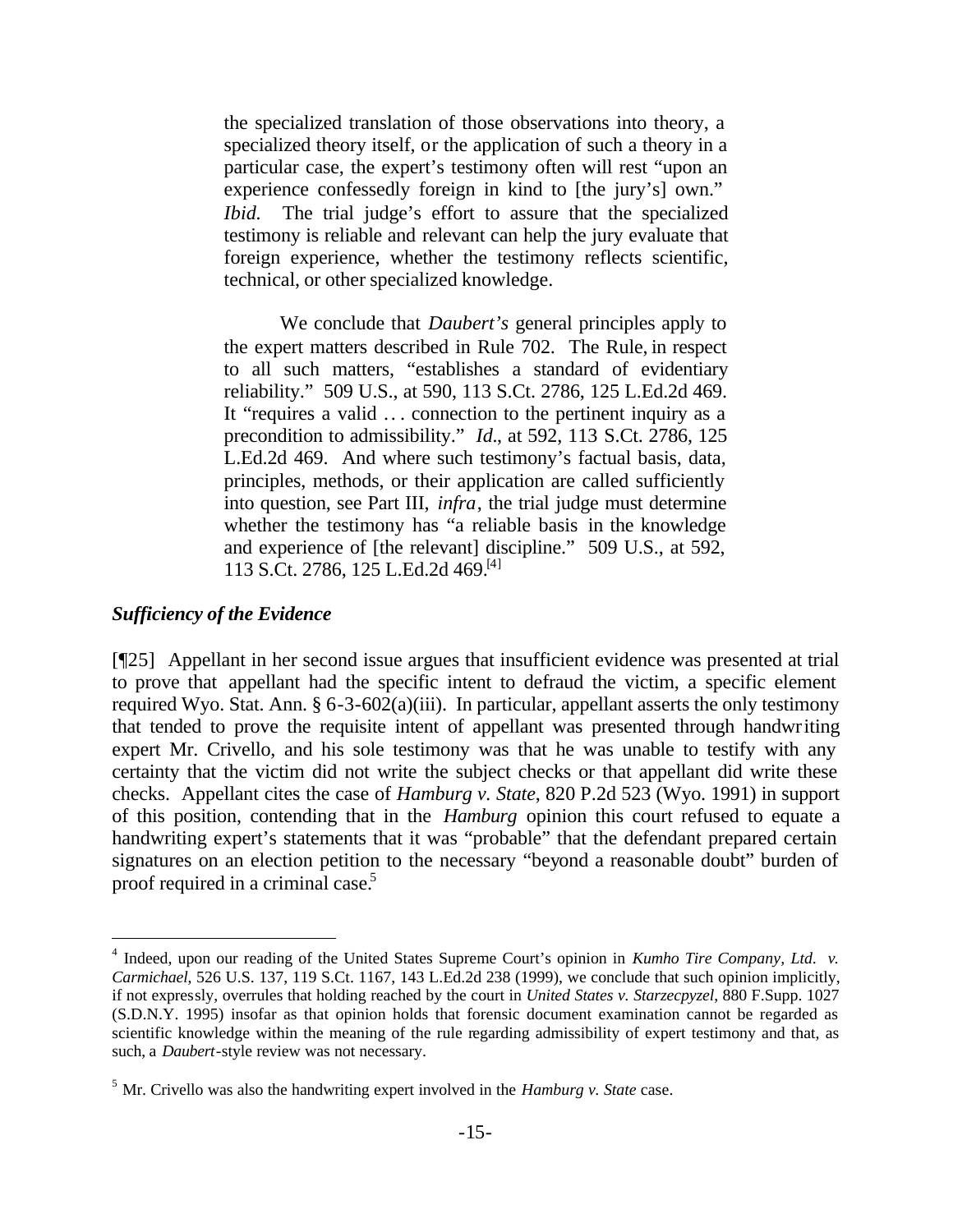> the specialized translation of those observations into theory, a specialized theory itself, or the application of such a theory in a particular case, the expert's testimony often will rest "upon an experience confessedly foreign in kind to [the jury's] own." *Ibid.* The trial judge's effort to assure that the specialized testimony is reliable and relevant can help the jury evaluate that foreign experience, whether the testimony reflects scientific, technical, or other specialized knowledge.
>
> We conclude that *Daubert's* general principles apply to the expert matters described in Rule 702. The Rule, in respect to all such matters, "establishes a standard of evidentiary reliability." 509 U.S., at 590, 113 S.Ct. 2786, 125 L.Ed.2d 469. It "requires a valid ... connection to the pertinent inquiry as a precondition to admissibility." *Id.*, at 592, 113 S.Ct. 2786, 125 L.Ed.2d 469. And where such testimony's factual basis, data, principles, methods, or their application are called sufficiently into question, see Part III, *infra*, the trial judge must determine whether the testimony has "a reliable basis in the knowledge and experience of [the relevant] discipline." 509 U.S., at 592, 113 S.Ct. 2786, 125 L.Ed.2d 469.[4]

### *Sufficiency of the Evidence*

[¶25] Appellant in her second issue argues that insufficient evidence was presented at trial to prove that appellant had the specific intent to defraud the victim, a specific element required Wyo. Stat. Ann. § 6-3-602(a)(iii). In particular, appellant asserts the only testimony that tended to prove the requisite intent of appellant was presented through handwriting expert Mr. Crivello, and his sole testimony was that he was unable to testify with any certainty that the victim did not write the subject checks or that appellant did write these checks. Appellant cites the case of *Hamburg v. State*, 820 P.2d 523 (Wyo. 1991) in support of this position, contending that in the *Hamburg* opinion this court refused to equate a handwriting expert's statements that it was "probable" that the defendant prepared certain signatures on an election petition to the necessary "beyond a reasonable doubt" burden of proof required in a criminal case.[5]

---

[4] Indeed, upon our reading of the United States Supreme Court's opinion in *Kumho Tire Company, Ltd. v. Carmichael*, 526 U.S. 137, 119 S.Ct. 1167, 143 L.Ed.2d 238 (1999), we conclude that such opinion implicitly, if not expressly, overrules that holding reached by the court in *United States v. Starzecpyzel*, 880 F.Supp. 1027 (S.D.N.Y. 1995) insofar as that opinion holds that forensic document examination cannot be regarded as scientific knowledge within the meaning of the rule regarding admissibility of expert testimony and that, as such, a *Daubert*-style review was not necessary.

[5] Mr. Crivello was also the handwriting expert involved in the *Hamburg v. State* case.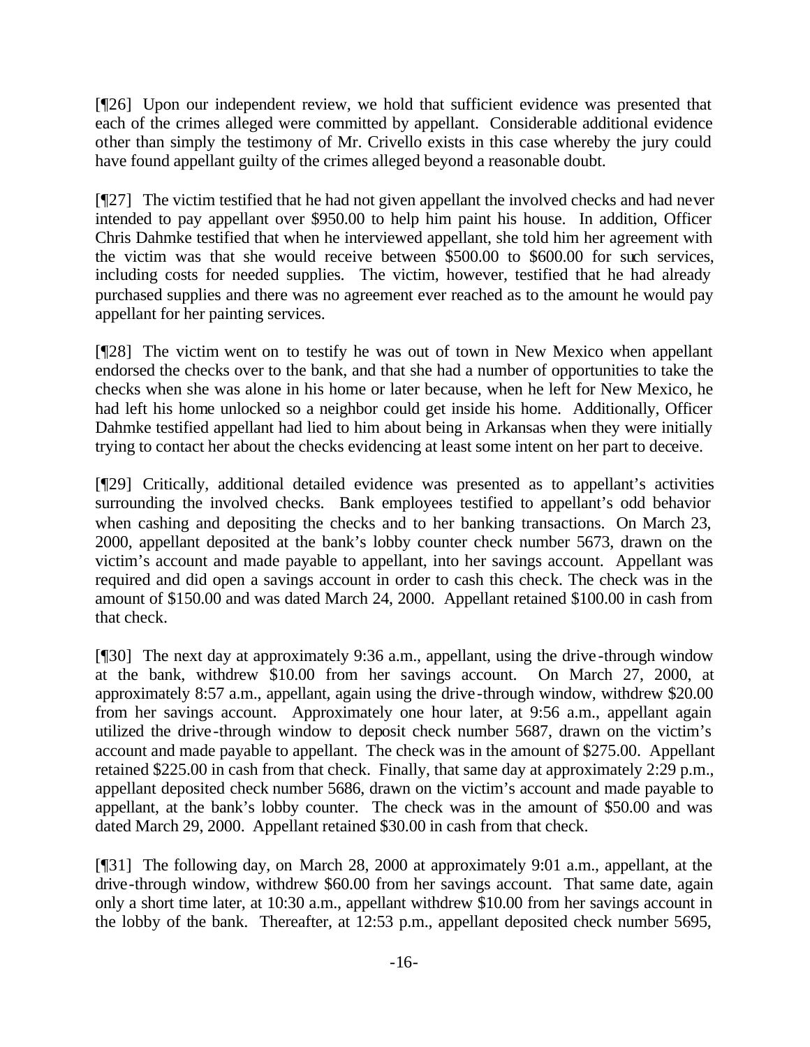[¶26] Upon our independent review, we hold that sufficient evidence was presented that each of the crimes alleged were committed by appellant. Considerable additional evidence other than simply the testimony of Mr. Crivello exists in this case whereby the jury could have found appellant guilty of the crimes alleged beyond a reasonable doubt.

[¶27] The victim testified that he had not given appellant the involved checks and had never intended to pay appellant over $950.00 to help him paint his house. In addition, Officer Chris Dahmke testified that when he interviewed appellant, she told him her agreement with the victim was that she would receive between $500.00 to $600.00 for such services, including costs for needed supplies. The victim, however, testified that he had already purchased supplies and there was no agreement ever reached as to the amount he would pay appellant for her painting services.

[¶28] The victim went on to testify he was out of town in New Mexico when appellant endorsed the checks over to the bank, and that she had a number of opportunities to take the checks when she was alone in his home or later because, when he left for New Mexico, he had left his home unlocked so a neighbor could get inside his home. Additionally, Officer Dahmke testified appellant had lied to him about being in Arkansas when they were initially trying to contact her about the checks evidencing at least some intent on her part to deceive.

[¶29] Critically, additional detailed evidence was presented as to appellant's activities surrounding the involved checks. Bank employees testified to appellant's odd behavior when cashing and depositing the checks and to her banking transactions. On March 23, 2000, appellant deposited at the bank's lobby counter check number 5673, drawn on the victim's account and made payable to appellant, into her savings account. Appellant was required and did open a savings account in order to cash this check. The check was in the amount of $150.00 and was dated March 24, 2000. Appellant retained $100.00 in cash from that check.

[¶30] The next day at approximately 9:36 a.m., appellant, using the drive-through window at the bank, withdrew $10.00 from her savings account. On March 27, 2000, at approximately 8:57 a.m., appellant, again using the drive-through window, withdrew $20.00 from her savings account. Approximately one hour later, at 9:56 a.m., appellant again utilized the drive-through window to deposit check number 5687, drawn on the victim's account and made payable to appellant. The check was in the amount of $275.00. Appellant retained $225.00 in cash from that check. Finally, that same day at approximately 2:29 p.m., appellant deposited check number 5686, drawn on the victim's account and made payable to appellant, at the bank's lobby counter. The check was in the amount of $50.00 and was dated March 29, 2000. Appellant retained $30.00 in cash from that check.

[¶31] The following day, on March 28, 2000 at approximately 9:01 a.m., appellant, at the drive-through window, withdrew $60.00 from her savings account. That same date, again only a short time later, at 10:30 a.m., appellant withdrew $10.00 from her savings account in the lobby of the bank. Thereafter, at 12:53 p.m., appellant deposited check number 5695,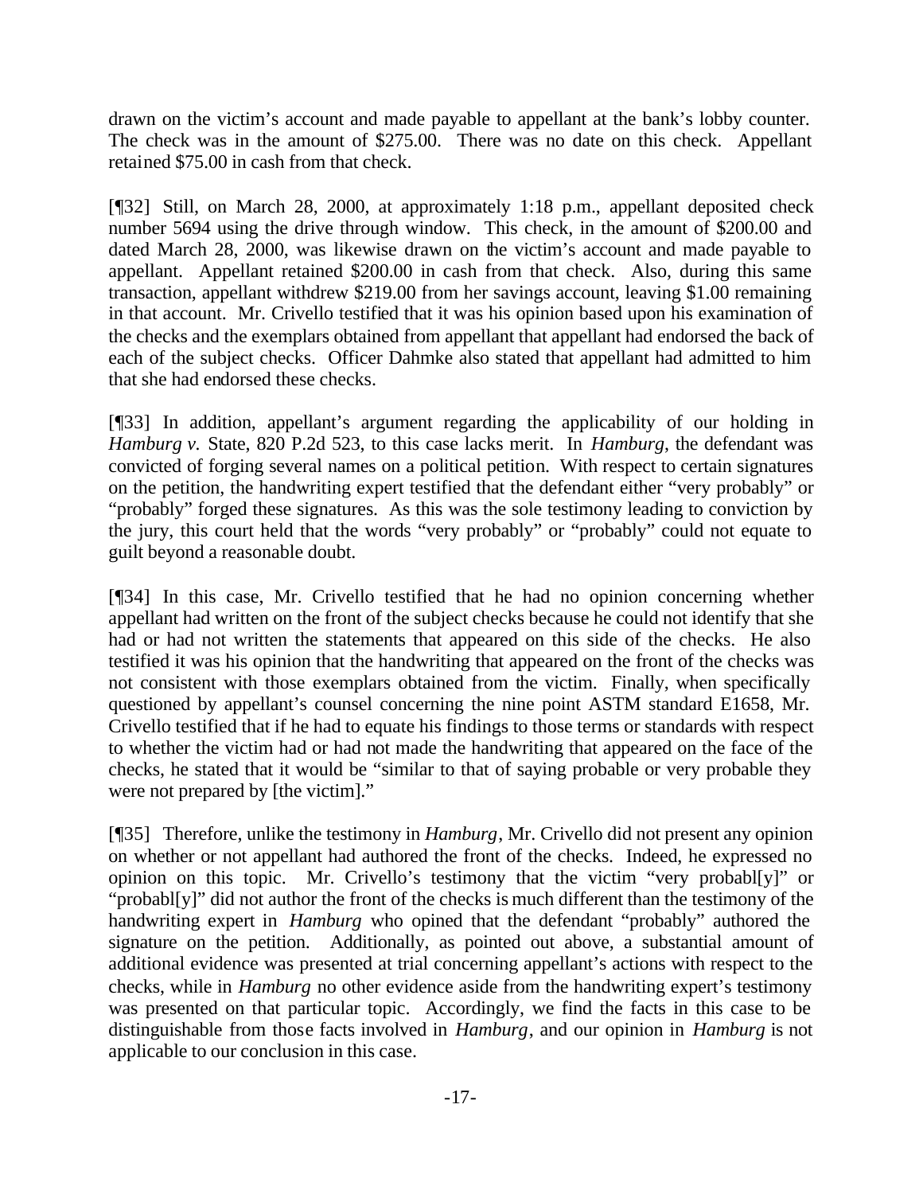drawn on the victim's account and made payable to appellant at the bank's lobby counter. The check was in the amount of $275.00. There was no date on this check. Appellant retained $75.00 in cash from that check.

[¶32] Still, on March 28, 2000, at approximately 1:18 p.m., appellant deposited check number 5694 using the drive through window. This check, in the amount of $200.00 and dated March 28, 2000, was likewise drawn on the victim's account and made payable to appellant. Appellant retained $200.00 in cash from that check. Also, during this same transaction, appellant withdrew $219.00 from her savings account, leaving $1.00 remaining in that account. Mr. Crivello testified that it was his opinion based upon his examination of the checks and the exemplars obtained from appellant that appellant had endorsed the back of each of the subject checks. Officer Dahmke also stated that appellant had admitted to him that she had endorsed these checks.

[¶33] In addition, appellant's argument regarding the applicability of our holding in *Hamburg v.* State, 820 P.2d 523, to this case lacks merit. In *Hamburg*, the defendant was convicted of forging several names on a political petition. With respect to certain signatures on the petition, the handwriting expert testified that the defendant either "very probably" or "probably" forged these signatures. As this was the sole testimony leading to conviction by the jury, this court held that the words "very probably" or "probably" could not equate to guilt beyond a reasonable doubt.

[¶34] In this case, Mr. Crivello testified that he had no opinion concerning whether appellant had written on the front of the subject checks because he could not identify that she had or had not written the statements that appeared on this side of the checks. He also testified it was his opinion that the handwriting that appeared on the front of the checks was not consistent with those exemplars obtained from the victim. Finally, when specifically questioned by appellant's counsel concerning the nine point ASTM standard E1658, Mr. Crivello testified that if he had to equate his findings to those terms or standards with respect to whether the victim had or had not made the handwriting that appeared on the face of the checks, he stated that it would be "similar to that of saying probable or very probable they were not prepared by [the victim]."

[¶35] Therefore, unlike the testimony in *Hamburg*, Mr. Crivello did not present any opinion on whether or not appellant had authored the front of the checks. Indeed, he expressed no opinion on this topic. Mr. Crivello's testimony that the victim "very probabl[y]" or "probabl[y]" did not author the front of the checks is much different than the testimony of the handwriting expert in *Hamburg* who opined that the defendant "probably" authored the signature on the petition. Additionally, as pointed out above, a substantial amount of additional evidence was presented at trial concerning appellant's actions with respect to the checks, while in *Hamburg* no other evidence aside from the handwriting expert's testimony was presented on that particular topic. Accordingly, we find the facts in this case to be distinguishable from those facts involved in *Hamburg*, and our opinion in *Hamburg* is not applicable to our conclusion in this case.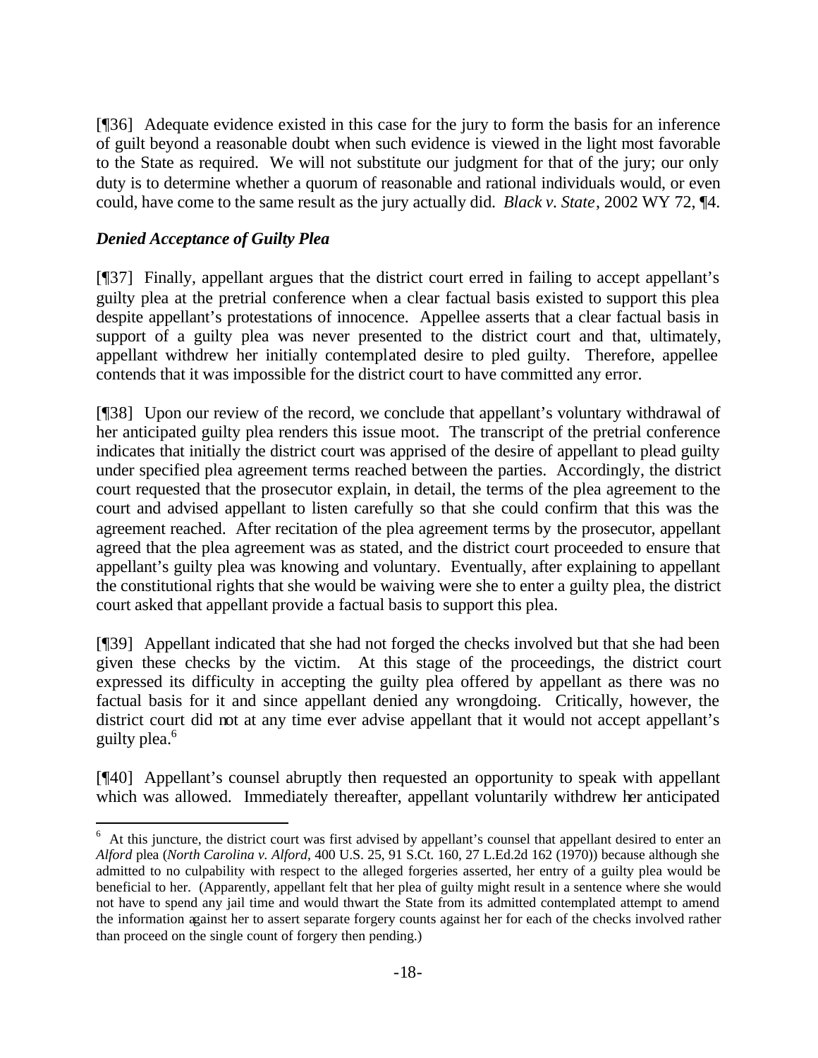[¶36] Adequate evidence existed in this case for the jury to form the basis for an inference of guilt beyond a reasonable doubt when such evidence is viewed in the light most favorable to the State as required. We will not substitute our judgment for that of the jury; our only duty is to determine whether a quorum of reasonable and rational individuals would, or even could, have come to the same result as the jury actually did. *Black v. State*, 2002 WY 72, ¶4.

***Denied Acceptance of Guilty Plea***

[¶37] Finally, appellant argues that the district court erred in failing to accept appellant's guilty plea at the pretrial conference when a clear factual basis existed to support this plea despite appellant's protestations of innocence. Appellee asserts that a clear factual basis in support of a guilty plea was never presented to the district court and that, ultimately, appellant withdrew her initially contemplated desire to pled guilty. Therefore, appellee contends that it was impossible for the district court to have committed any error.

[¶38] Upon our review of the record, we conclude that appellant's voluntary withdrawal of her anticipated guilty plea renders this issue moot. The transcript of the pretrial conference indicates that initially the district court was apprised of the desire of appellant to plead guilty under specified plea agreement terms reached between the parties. Accordingly, the district court requested that the prosecutor explain, in detail, the terms of the plea agreement to the court and advised appellant to listen carefully so that she could confirm that this was the agreement reached. After recitation of the plea agreement terms by the prosecutor, appellant agreed that the plea agreement was as stated, and the district court proceeded to ensure that appellant's guilty plea was knowing and voluntary. Eventually, after explaining to appellant the constitutional rights that she would be waiving were she to enter a guilty plea, the district court asked that appellant provide a factual basis to support this plea.

[¶39] Appellant indicated that she had not forged the checks involved but that she had been given these checks by the victim. At this stage of the proceedings, the district court expressed its difficulty in accepting the guilty plea offered by appellant as there was no factual basis for it and since appellant denied any wrongdoing. Critically, however, the district court did not at any time ever advise appellant that it would not accept appellant's guilty plea.[6]

[¶40] Appellant's counsel abruptly then requested an opportunity to speak with appellant which was allowed. Immediately thereafter, appellant voluntarily withdrew her anticipated

[6] At this juncture, the district court was first advised by appellant's counsel that appellant desired to enter an *Alford* plea (*North Carolina v. Alford*, 400 U.S. 25, 91 S.Ct. 160, 27 L.Ed.2d 162 (1970)) because although she admitted to no culpability with respect to the alleged forgeries asserted, her entry of a guilty plea would be beneficial to her. (Apparently, appellant felt that her plea of guilty might result in a sentence where she would not have to spend any jail time and would thwart the State from its admitted contemplated attempt to amend the information against her to assert separate forgery counts against her for each of the checks involved rather than proceed on the single count of forgery then pending.)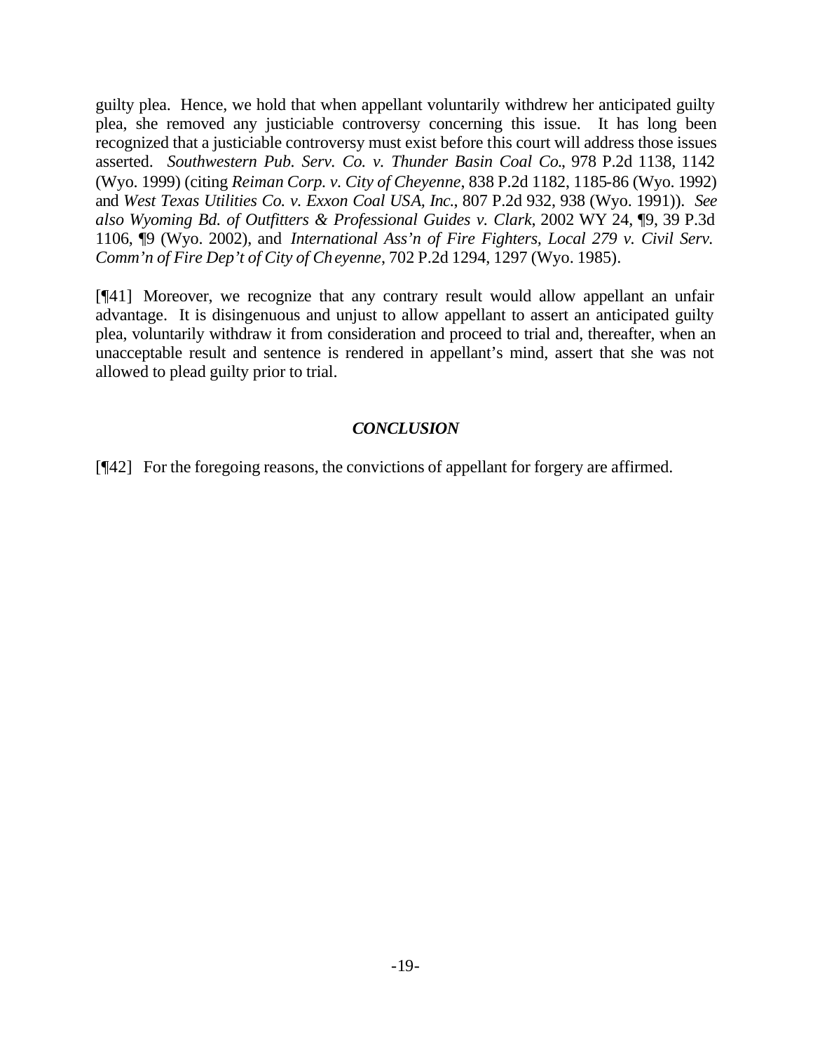guilty plea. Hence, we hold that when appellant voluntarily withdrew her anticipated guilty plea, she removed any justiciable controversy concerning this issue. It has long been recognized that a justiciable controversy must exist before this court will address those issues asserted. *Southwestern Pub. Serv. Co. v. Thunder Basin Coal Co.*, 978 P.2d 1138, 1142 (Wyo. 1999) (citing *Reiman Corp. v. City of Cheyenne*, 838 P.2d 1182, 1185-86 (Wyo. 1992) and *West Texas Utilities Co. v. Exxon Coal USA, Inc.*, 807 P.2d 932, 938 (Wyo. 1991)). *See also Wyoming Bd. of Outfitters & Professional Guides v. Clark*, 2002 WY 24, ¶9, 39 P.3d 1106, ¶9 (Wyo. 2002), and *International Ass'n of Fire Fighters, Local 279 v. Civil Serv. Comm'n of Fire Dep't of City of Cheyenne*, 702 P.2d 1294, 1297 (Wyo. 1985).

[¶41] Moreover, we recognize that any contrary result would allow appellant an unfair advantage. It is disingenuous and unjust to allow appellant to assert an anticipated guilty plea, voluntarily withdraw it from consideration and proceed to trial and, thereafter, when an unacceptable result and sentence is rendered in appellant's mind, assert that she was not allowed to plead guilty prior to trial.

## *CONCLUSION*

[¶42] For the foregoing reasons, the convictions of appellant for forgery are affirmed.